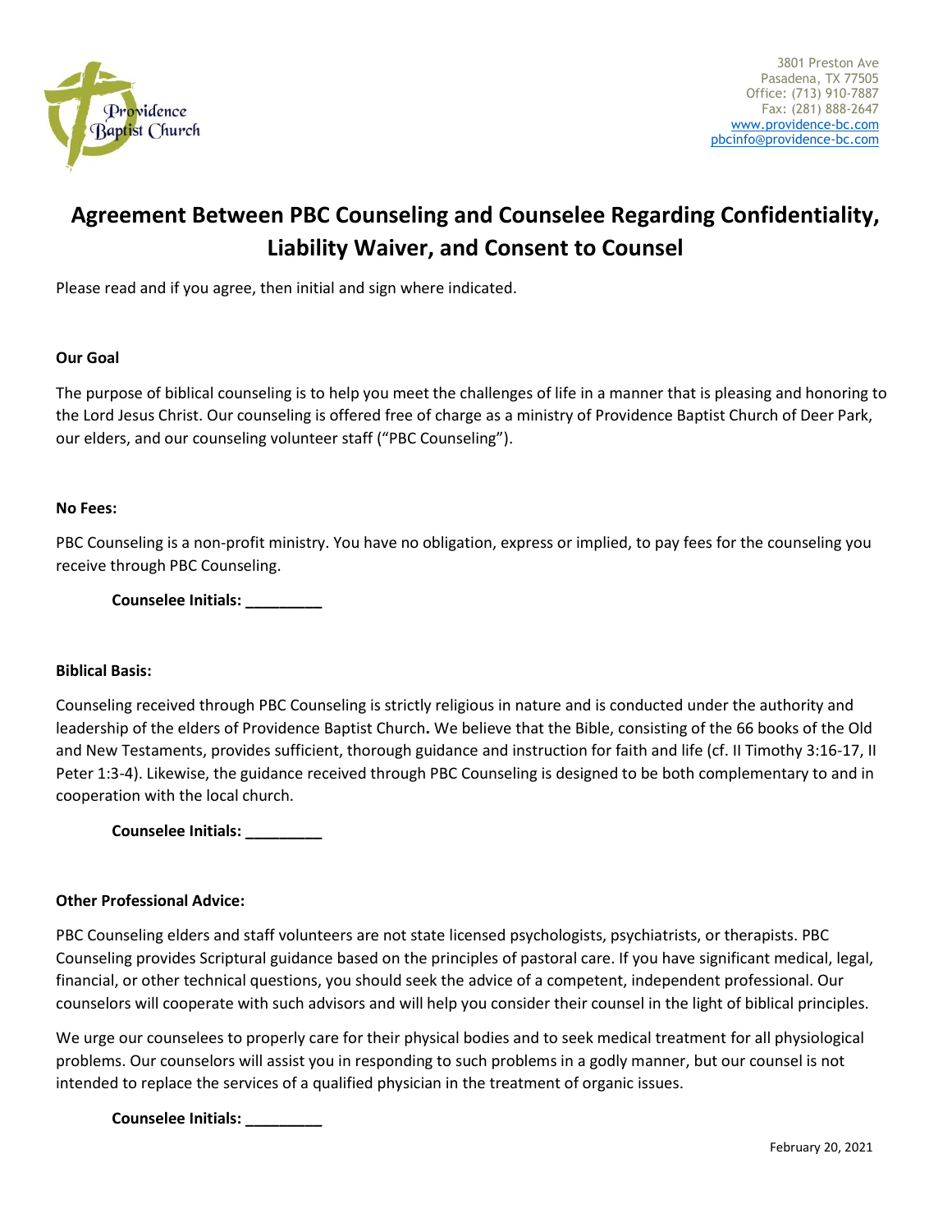Providence Baptist Church

3801 Preston Ave
Pasadena, TX 77505
Office: (713) 910-7887
Fax: (281) 888-2647
www.providence-bc.com
pbcinfo@providence-bc.com

# Agreement Between PBC Counseling and Counselee Regarding Confidentiality, Liability Waiver, and Consent to Counsel

Please read and if you agree, then initial and sign where indicated.

**Our Goal**

The purpose of biblical counseling is to help you meet the challenges of life in a manner that is pleasing and honoring to the Lord Jesus Christ. Our counseling is offered free of charge as a ministry of Providence Baptist Church of Deer Park, our elders, and our counseling volunteer staff ("PBC Counseling").

**No Fees:**

PBC Counseling is a non-profit ministry. You have no obligation, express or implied, to pay fees for the counseling you receive through PBC Counseling.

**Counselee Initials: _________**

**Biblical Basis:**

Counseling received through PBC Counseling is strictly religious in nature and is conducted under the authority and leadership of the elders of Providence Baptist Church**.** We believe that the Bible, consisting of the 66 books of the Old and New Testaments, provides sufficient, thorough guidance and instruction for faith and life (cf. II Timothy 3:16-17, II Peter 1:3-4). Likewise, the guidance received through PBC Counseling is designed to be both complementary to and in cooperation with the local church.

**Counselee Initials: _________**

**Other Professional Advice:**

PBC Counseling elders and staff volunteers are not state licensed psychologists, psychiatrists, or therapists. PBC Counseling provides Scriptural guidance based on the principles of pastoral care. If you have significant medical, legal, financial, or other technical questions, you should seek the advice of a competent, independent professional. Our counselors will cooperate with such advisors and will help you consider their counsel in the light of biblical principles.

We urge our counselees to properly care for their physical bodies and to seek medical treatment for all physiological problems. Our counselors will assist you in responding to such problems in a godly manner, but our counsel is not intended to replace the services of a qualified physician in the treatment of organic issues.

**Counselee Initials: _________**

February 20, 2021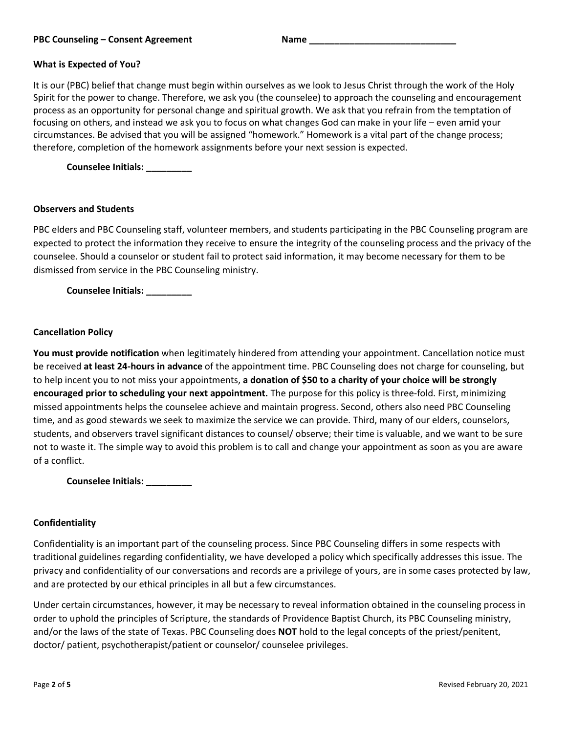**PBC Counseling – Consent Agreement** **Name** _____________________________

### What is Expected of You?

It is our (PBC) belief that change must begin within ourselves as we look to Jesus Christ through the work of the Holy Spirit for the power to change. Therefore, we ask you (the counselee) to approach the counseling and encouragement process as an opportunity for personal change and spiritual growth. We ask that you refrain from the temptation of focusing on others, and instead we ask you to focus on what changes God can make in your life – even amid your circumstances. Be advised that you will be assigned "homework." Homework is a vital part of the change process; therefore, completion of the homework assignments before your next session is expected.

**Counselee Initials: _________**

### Observers and Students

PBC elders and PBC Counseling staff, volunteer members, and students participating in the PBC Counseling program are expected to protect the information they receive to ensure the integrity of the counseling process and the privacy of the counselee. Should a counselor or student fail to protect said information, it may become necessary for them to be dismissed from service in the PBC Counseling ministry.

**Counselee Initials: _________**

### Cancellation Policy

**You must provide notification** when legitimately hindered from attending your appointment. Cancellation notice must be received **at least 24-hours in advance** of the appointment time. PBC Counseling does not charge for counseling, but to help incent you to not miss your appointments, **a donation of $50 to a charity of your choice will be strongly encouraged prior to scheduling your next appointment.** The purpose for this policy is three-fold. First, minimizing missed appointments helps the counselee achieve and maintain progress. Second, others also need PBC Counseling time, and as good stewards we seek to maximize the service we can provide. Third, many of our elders, counselors, students, and observers travel significant distances to counsel/ observe; their time is valuable, and we want to be sure not to waste it. The simple way to avoid this problem is to call and change your appointment as soon as you are aware of a conflict.

**Counselee Initials: _________**

### Confidentiality

Confidentiality is an important part of the counseling process. Since PBC Counseling differs in some respects with traditional guidelines regarding confidentiality, we have developed a policy which specifically addresses this issue. The privacy and confidentiality of our conversations and records are a privilege of yours, are in some cases protected by law, and are protected by our ethical principles in all but a few circumstances.

Under certain circumstances, however, it may be necessary to reveal information obtained in the counseling process in order to uphold the principles of Scripture, the standards of Providence Baptist Church, its PBC Counseling ministry, and/or the laws of the state of Texas. PBC Counseling does **NOT** hold to the legal concepts of the priest/penitent, doctor/ patient, psychotherapist/patient or counselor/ counselee privileges.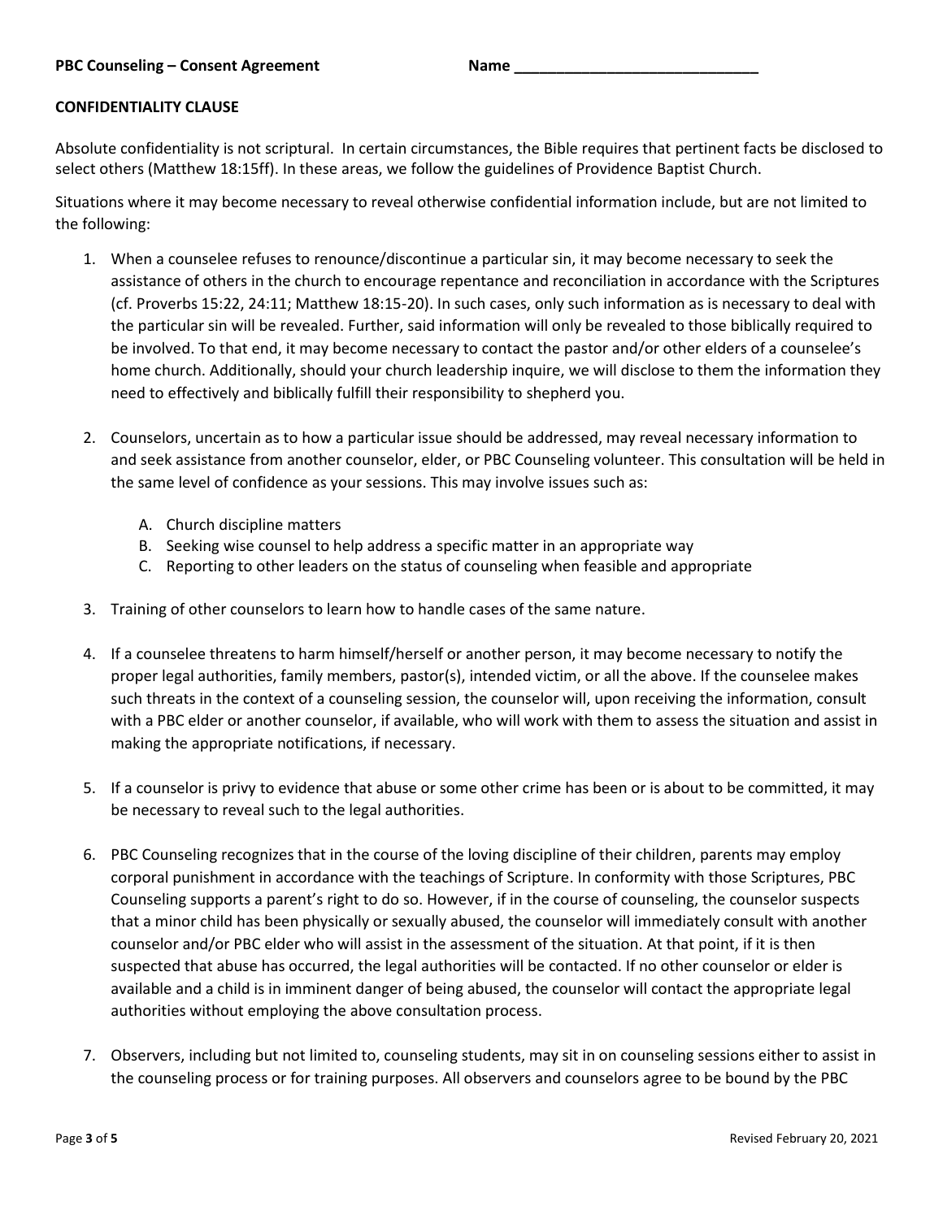**PBC Counseling – Consent Agreement** **Name ____________________________**

**CONFIDENTIALITY CLAUSE**

Absolute confidentiality is not scriptural. In certain circumstances, the Bible requires that pertinent facts be disclosed to select others (Matthew 18:15ff). In these areas, we follow the guidelines of Providence Baptist Church.

Situations where it may become necessary to reveal otherwise confidential information include, but are not limited to the following:

1. When a counselee refuses to renounce/discontinue a particular sin, it may become necessary to seek the assistance of others in the church to encourage repentance and reconciliation in accordance with the Scriptures (cf. Proverbs 15:22, 24:11; Matthew 18:15-20). In such cases, only such information as is necessary to deal with the particular sin will be revealed. Further, said information will only be revealed to those biblically required to be involved. To that end, it may become necessary to contact the pastor and/or other elders of a counselee's home church. Additionally, should your church leadership inquire, we will disclose to them the information they need to effectively and biblically fulfill their responsibility to shepherd you.

2. Counselors, uncertain as to how a particular issue should be addressed, may reveal necessary information to and seek assistance from another counselor, elder, or PBC Counseling volunteer. This consultation will be held in the same level of confidence as your sessions. This may involve issues such as:

   A. Church discipline matters
   B. Seeking wise counsel to help address a specific matter in an appropriate way
   C. Reporting to other leaders on the status of counseling when feasible and appropriate

3. Training of other counselors to learn how to handle cases of the same nature.

4. If a counselee threatens to harm himself/herself or another person, it may become necessary to notify the proper legal authorities, family members, pastor(s), intended victim, or all the above. If the counselee makes such threats in the context of a counseling session, the counselor will, upon receiving the information, consult with a PBC elder or another counselor, if available, who will work with them to assess the situation and assist in making the appropriate notifications, if necessary.

5. If a counselor is privy to evidence that abuse or some other crime has been or is about to be committed, it may be necessary to reveal such to the legal authorities.

6. PBC Counseling recognizes that in the course of the loving discipline of their children, parents may employ corporal punishment in accordance with the teachings of Scripture. In conformity with those Scriptures, PBC Counseling supports a parent's right to do so. However, if in the course of counseling, the counselor suspects that a minor child has been physically or sexually abused, the counselor will immediately consult with another counselor and/or PBC elder who will assist in the assessment of the situation. At that point, if it is then suspected that abuse has occurred, the legal authorities will be contacted. If no other counselor or elder is available and a child is in imminent danger of being abused, the counselor will contact the appropriate legal authorities without employing the above consultation process.

7. Observers, including but not limited to, counseling students, may sit in on counseling sessions either to assist in the counseling process or for training purposes. All observers and counselors agree to be bound by the PBC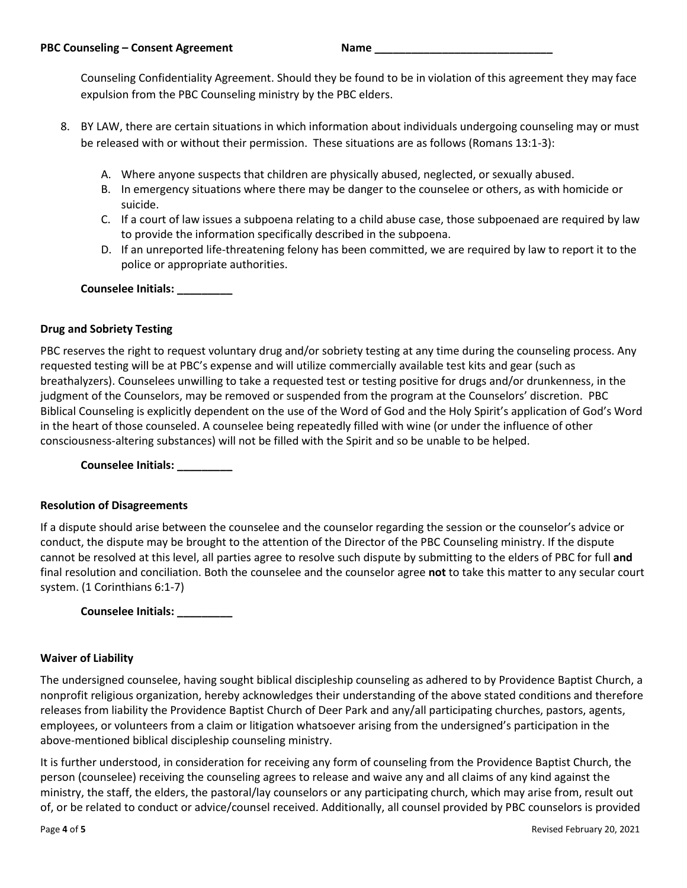Counseling Confidentiality Agreement. Should they be found to be in violation of this agreement they may face expulsion from the PBC Counseling ministry by the PBC elders.

8. BY LAW, there are certain situations in which information about individuals undergoing counseling may or must be released with or without their permission. These situations are as follows (Romans 13:1-3):

   A. Where anyone suspects that children are physically abused, neglected, or sexually abused.
   B. In emergency situations where there may be danger to the counselee or others, as with homicide or suicide.
   C. If a court of law issues a subpoena relating to a child abuse case, those subpoenaed are required by law to provide the information specifically described in the subpoena.
   D. If an unreported life-threatening felony has been committed, we are required by law to report it to the police or appropriate authorities.

**Counselee Initials: _________**

**Drug and Sobriety Testing**

PBC reserves the right to request voluntary drug and/or sobriety testing at any time during the counseling process. Any requested testing will be at PBC's expense and will utilize commercially available test kits and gear (such as breathalyzers). Counselees unwilling to take a requested test or testing positive for drugs and/or drunkenness, in the judgment of the Counselors, may be removed or suspended from the program at the Counselors' discretion. PBC Biblical Counseling is explicitly dependent on the use of the Word of God and the Holy Spirit's application of God's Word in the heart of those counseled. A counselee being repeatedly filled with wine (or under the influence of other consciousness-altering substances) will not be filled with the Spirit and so be unable to be helped.

**Counselee Initials: _________**

**Resolution of Disagreements**

If a dispute should arise between the counselee and the counselor regarding the session or the counselor's advice or conduct, the dispute may be brought to the attention of the Director of the PBC Counseling ministry. If the dispute cannot be resolved at this level, all parties agree to resolve such dispute by submitting to the elders of PBC for full **and** final resolution and conciliation. Both the counselee and the counselor agree **not** to take this matter to any secular court system. (1 Corinthians 6:1-7)

**Counselee Initials: _________**

**Waiver of Liability**

The undersigned counselee, having sought biblical discipleship counseling as adhered to by Providence Baptist Church, a nonprofit religious organization, hereby acknowledges their understanding of the above stated conditions and therefore releases from liability the Providence Baptist Church of Deer Park and any/all participating churches, pastors, agents, employees, or volunteers from a claim or litigation whatsoever arising from the undersigned's participation in the above-mentioned biblical discipleship counseling ministry.

It is further understood, in consideration for receiving any form of counseling from the Providence Baptist Church, the person (counselee) receiving the counseling agrees to release and waive any and all claims of any kind against the ministry, the staff, the elders, the pastoral/lay counselors or any participating church, which may arise from, result out of, or be related to conduct or advice/counsel received. Additionally, all counsel provided by PBC counselors is provided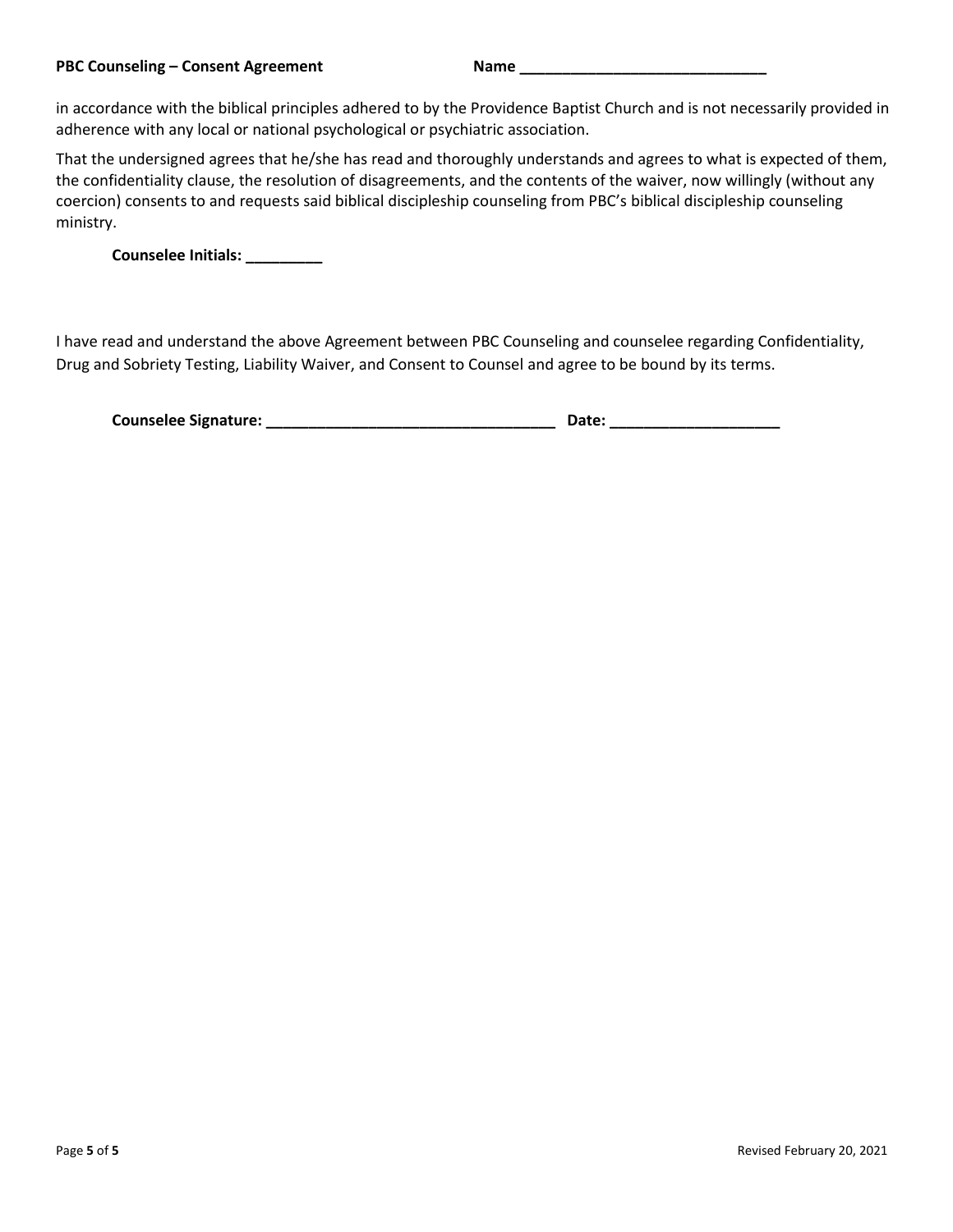in accordance with the biblical principles adhered to by the Providence Baptist Church and is not necessarily provided in adherence with any local or national psychological or psychiatric association.

That the undersigned agrees that he/she has read and thoroughly understands and agrees to what is expected of them, the confidentiality clause, the resolution of disagreements, and the contents of the waiver, now willingly (without any coercion) consents to and requests said biblical discipleship counseling from PBC's biblical discipleship counseling ministry.

**Counselee Initials: _________**

I have read and understand the above Agreement between PBC Counseling and counselee regarding Confidentiality, Drug and Sobriety Testing, Liability Waiver, and Consent to Counsel and agree to be bound by its terms.

**Counselee Signature: ___________________________________ Date: ____________________**